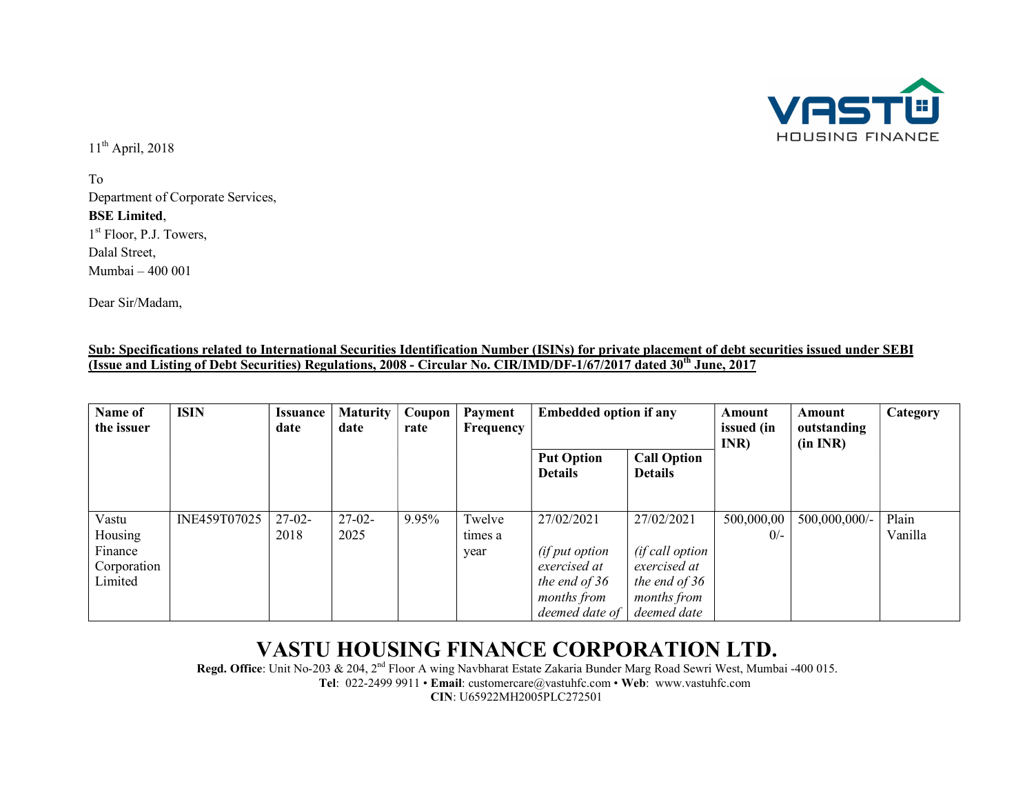11th April, 2018

To
Department of Corporate Services,
**BSE Limited**,
1st Floor, P.J. Towers,
Dalal Street,
Mumbai – 400 001

Dear Sir/Madam,

**Sub: Specifications related to International Securities Identification Number (ISINs) for private placement of debt securities issued under SEBI (Issue and Listing of Debt Securities) Regulations, 2008 - Circular No. CIR/IMD/DF-1/67/2017 dated 30th June, 2017**

| Name of the issuer | ISIN | Issuance date | Maturity date | Coupon rate | Payment Frequency | Embedded option if any | | Amount issued (in INR) | Amount outstanding (in INR) | Category |
|---|---|---|---|---|---|---|---|---|---|---|
| | | | | | | **Put Option Details** | **Call Option Details** | | | |
| Vastu Housing Finance Corporation Limited | INE459T07025 | 27-02-2018 | 27-02-2025 | 9.95% | Twelve times a year | 27/02/2021 *(if put option exercised at the end of 36 months from deemed date of* | 27/02/2021 *(if call option exercised at the end of 36 months from deemed date* | 500,000,000/- | 500,000,000/- | Plain Vanilla |

**VASTU HOUSING FINANCE CORPORATION LTD.**
**Regd. Office**: Unit No-203 & 204, 2nd Floor A wing Navbharat Estate Zakaria Bunder Marg Road Sewri West, Mumbai -400 015.
**Tel**: 022-2499 9911 • **Email**: customercare@vastuhfc.com • **Web**: www.vastuhfc.com
**CIN**: U65922MH2005PLC272501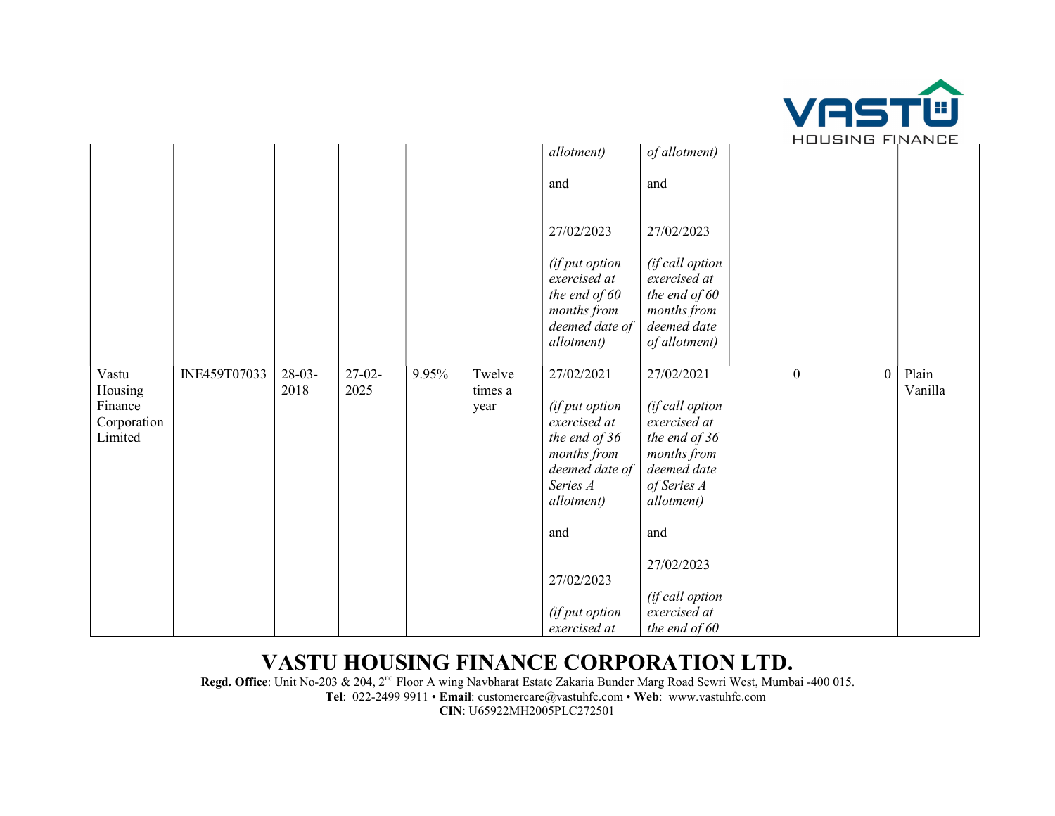| | | | | | | | | | | |
|---|---|---|---|---|---|---|---|---|---|---|
| | | | | | | *allotment)*<br><br>and<br><br>27/02/2023<br><br>*(if put option exercised at the end of 60 months from deemed date of allotment)* | *of allotment)*<br><br>and<br><br>27/02/2023<br><br>*(if call option exercised at the end of 60 months from deemed date of allotment)* | | | |
| Vastu Housing Finance Corporation Limited | INE459T07033 | 28-03-2018 | 27-02-2025 | 9.95% | Twelve times a year | 27/02/2021<br><br>*(if put option exercised at the end of 36 months from deemed date of Series A allotment)*<br><br>and<br><br>27/02/2023<br><br>*(if put option exercised at* | 27/02/2021<br><br>*(if call option exercised at the end of 36 months from deemed date of Series A allotment)*<br><br>and<br><br>27/02/2023<br><br>*(if call option exercised at the end of 60* | 0 | 0 | Plain Vanilla |

# VASTU HOUSING FINANCE CORPORATION LTD.

**Regd. Office**: Unit No-203 & 204, 2nd Floor A wing Navbharat Estate Zakaria Bunder Marg Road Sewri West, Mumbai -400 015.
**Tel**: 022-2499 9911 • **Email**: customercare@vastuhfc.com • **Web**: www.vastuhfc.com
**CIN**: U65922MH2005PLC272501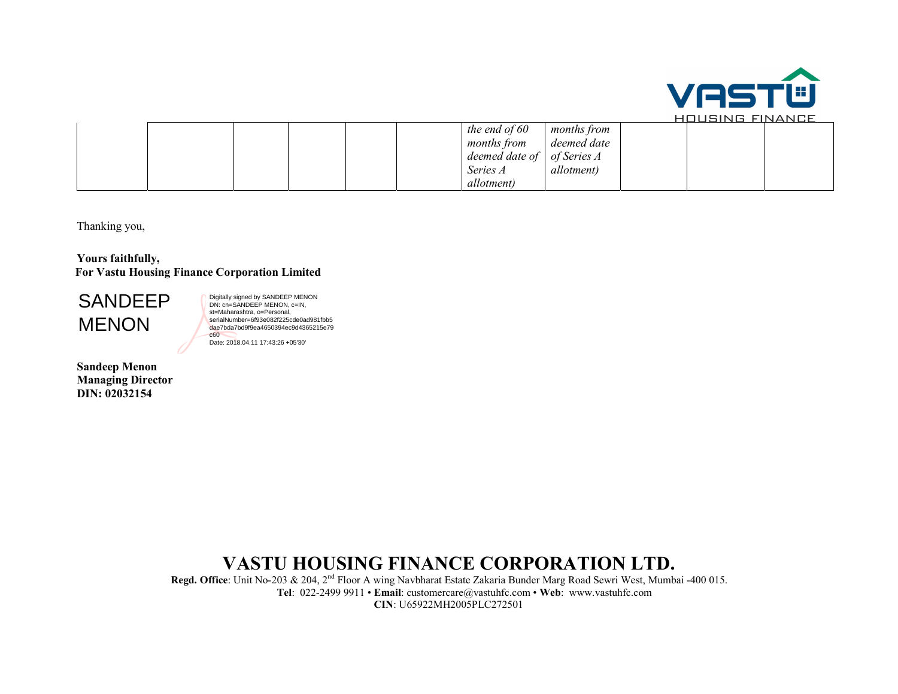| | | | | | | | | | | |
|---|---|---|---|---|---|---|---|---|---|---|
| | | | | | | *the end of 60 months from deemed date of Series A allotment)* | *months from deemed date of Series A allotment)* | | | |

Thanking you,

**Yours faithfully,**
**For Vastu Housing Finance Corporation Limited**

SANDEEP MENON

Digitally signed by SANDEEP MENON
DN: cn=SANDEEP MENON, c=IN, st=Maharashtra, o=Personal, serialNumber=6f93e082f225cde0ad981fbb5dae7bda7bd9f9ea4650394ec9d4365215e79c60
Date: 2018.04.11 17:43:26 +05'30'

**Sandeep Menon**
**Managing Director**
**DIN: 02032154**

**VASTU HOUSING FINANCE CORPORATION LTD.**
**Regd. Office**: Unit No-203 & 204, 2nd Floor A wing Navbharat Estate Zakaria Bunder Marg Road Sewri West, Mumbai -400 015.
**Tel**: 022-2499 9911 • **Email**: customercare@vastuhfc.com • **Web**: www.vastuhfc.com
**CIN**: U65922MH2005PLC272501